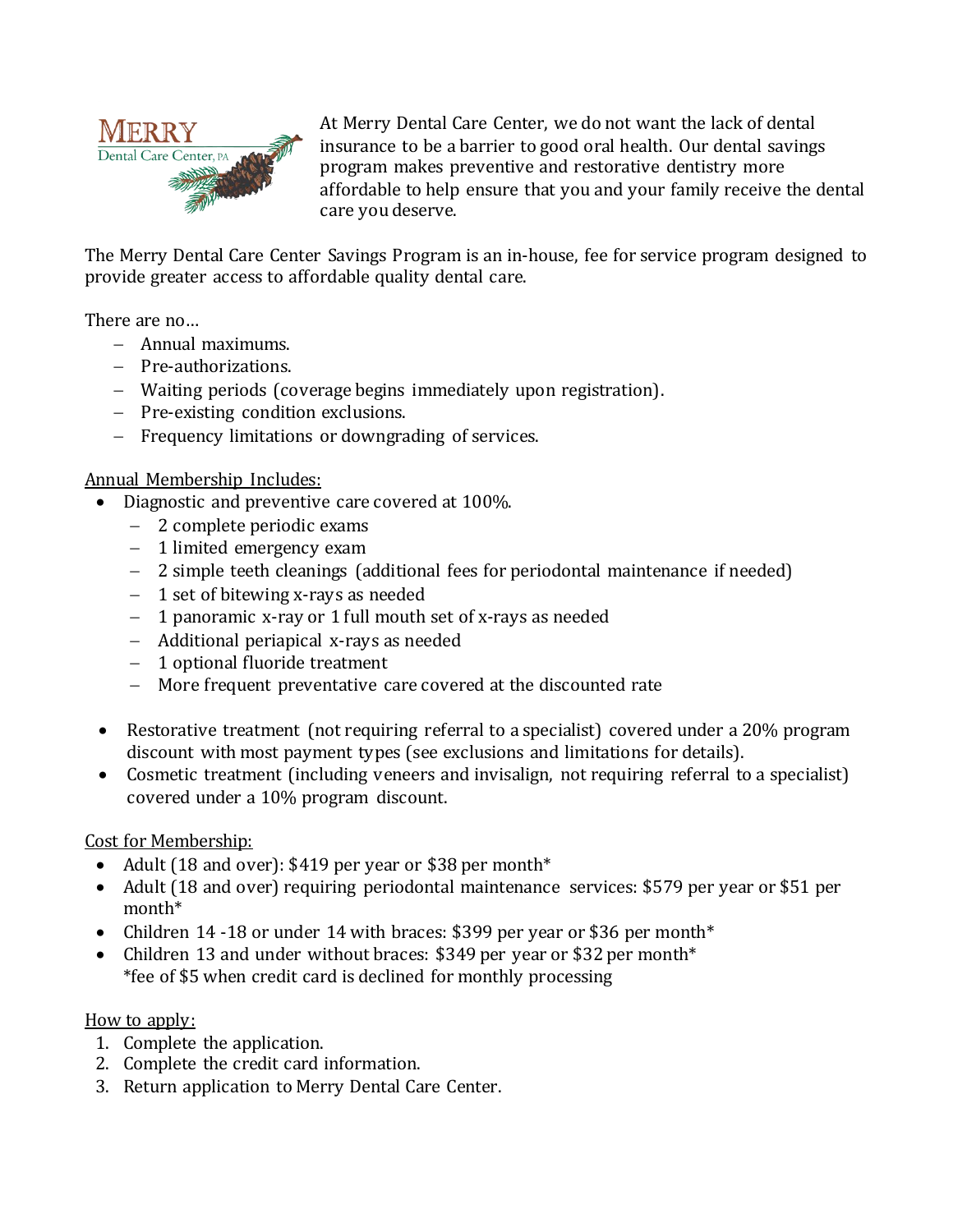MERRY
Dental Care Center, PA

At Merry Dental Care Center, we do not want the lack of dental insurance to be a barrier to good oral health. Our dental savings program makes preventive and restorative dentistry more affordable to help ensure that you and your family receive the dental care you deserve.

The Merry Dental Care Center Savings Program is an in-house, fee for service program designed to provide greater access to affordable quality dental care.

There are no…

- Annual maximums.
- Pre-authorizations.
- Waiting periods (coverage begins immediately upon registration).
- Pre-existing condition exclusions.
- Frequency limitations or downgrading of services.

<u>Annual Membership Includes:</u>

- Diagnostic and preventive care covered at 100%.
  - 2 complete periodic exams
  - 1 limited emergency exam
  - 2 simple teeth cleanings (additional fees for periodontal maintenance if needed)
  - 1 set of bitewing x-rays as needed
  - 1 panoramic x-ray or 1 full mouth set of x-rays as needed
  - Additional periapical x-rays as needed
  - 1 optional fluoride treatment
  - More frequent preventative care covered at the discounted rate
- Restorative treatment (not requiring referral to a specialist) covered under a 20% program discount with most payment types (see exclusions and limitations for details).
- Cosmetic treatment (including veneers and invisalign, not requiring referral to a specialist) covered under a 10% program discount.

<u>Cost for Membership:</u>

- Adult (18 and over): $419 per year or $38 per month*
- Adult (18 and over) requiring periodontal maintenance services: $579 per year or $51 per month*
- Children 14 -18 or under 14 with braces: $399 per year or $36 per month*
- Children 13 and under without braces: $349 per year or $32 per month*
  *fee of $5 when credit card is declined for monthly processing

<u>How to apply:</u>

1. Complete the application.
2. Complete the credit card information.
3. Return application to Merry Dental Care Center.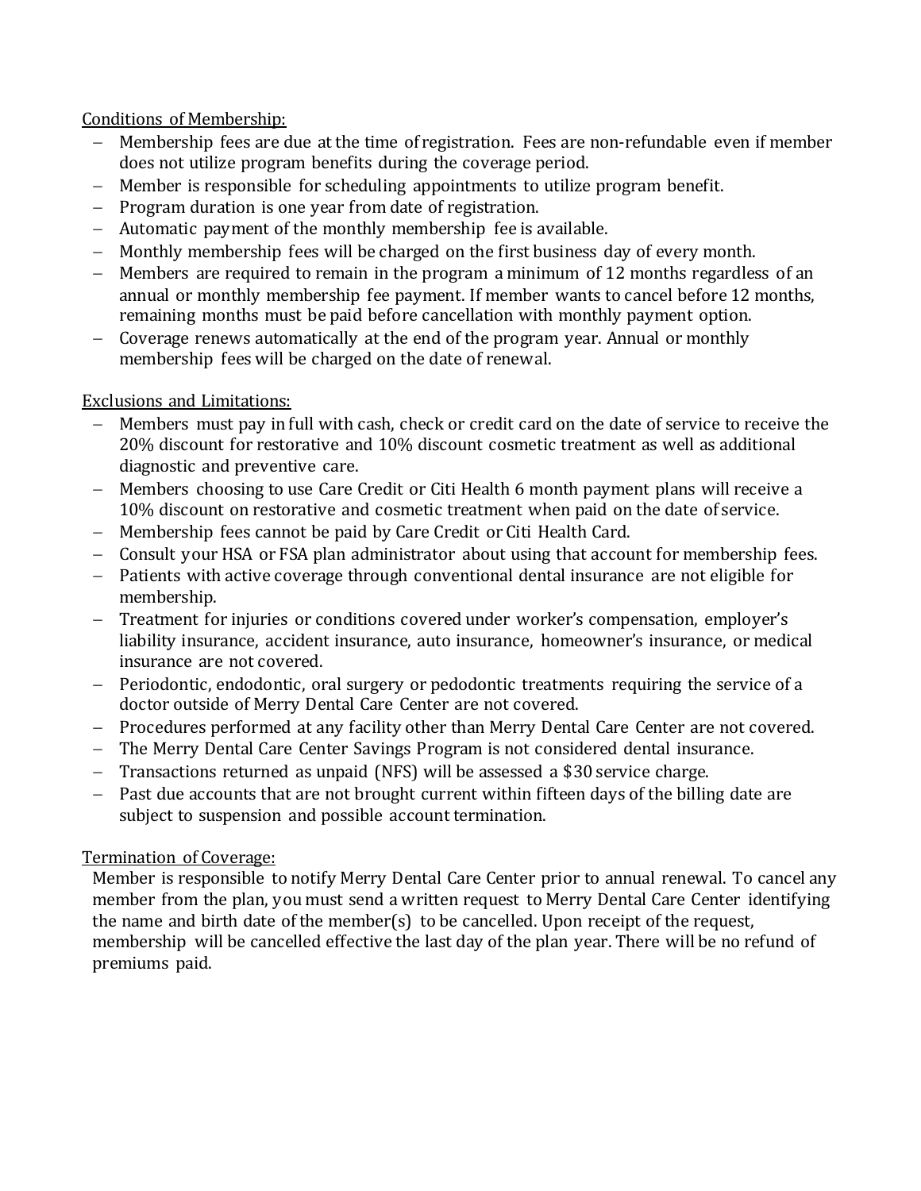Conditions of Membership:

- Membership fees are due at the time of registration. Fees are non-refundable even if member does not utilize program benefits during the coverage period.
- Member is responsible for scheduling appointments to utilize program benefit.
- Program duration is one year from date of registration.
- Automatic payment of the monthly membership fee is available.
- Monthly membership fees will be charged on the first business day of every month.
- Members are required to remain in the program a minimum of 12 months regardless of an annual or monthly membership fee payment. If member wants to cancel before 12 months, remaining months must be paid before cancellation with monthly payment option.
- Coverage renews automatically at the end of the program year. Annual or monthly membership fees will be charged on the date of renewal.

Exclusions and Limitations:

- Members must pay in full with cash, check or credit card on the date of service to receive the 20% discount for restorative and 10% discount cosmetic treatment as well as additional diagnostic and preventive care.
- Members choosing to use Care Credit or Citi Health 6 month payment plans will receive a 10% discount on restorative and cosmetic treatment when paid on the date of service.
- Membership fees cannot be paid by Care Credit or Citi Health Card.
- Consult your HSA or FSA plan administrator about using that account for membership fees.
- Patients with active coverage through conventional dental insurance are not eligible for membership.
- Treatment for injuries or conditions covered under worker's compensation, employer's liability insurance, accident insurance, auto insurance, homeowner's insurance, or medical insurance are not covered.
- Periodontic, endodontic, oral surgery or pedodontic treatments requiring the service of a doctor outside of Merry Dental Care Center are not covered.
- Procedures performed at any facility other than Merry Dental Care Center are not covered.
- The Merry Dental Care Center Savings Program is not considered dental insurance.
- Transactions returned as unpaid (NFS) will be assessed a $30 service charge.
- Past due accounts that are not brought current within fifteen days of the billing date are subject to suspension and possible account termination.

Termination of Coverage:

Member is responsible to notify Merry Dental Care Center prior to annual renewal. To cancel any member from the plan, you must send a written request to Merry Dental Care Center identifying the name and birth date of the member(s) to be cancelled. Upon receipt of the request, membership will be cancelled effective the last day of the plan year. There will be no refund of premiums paid.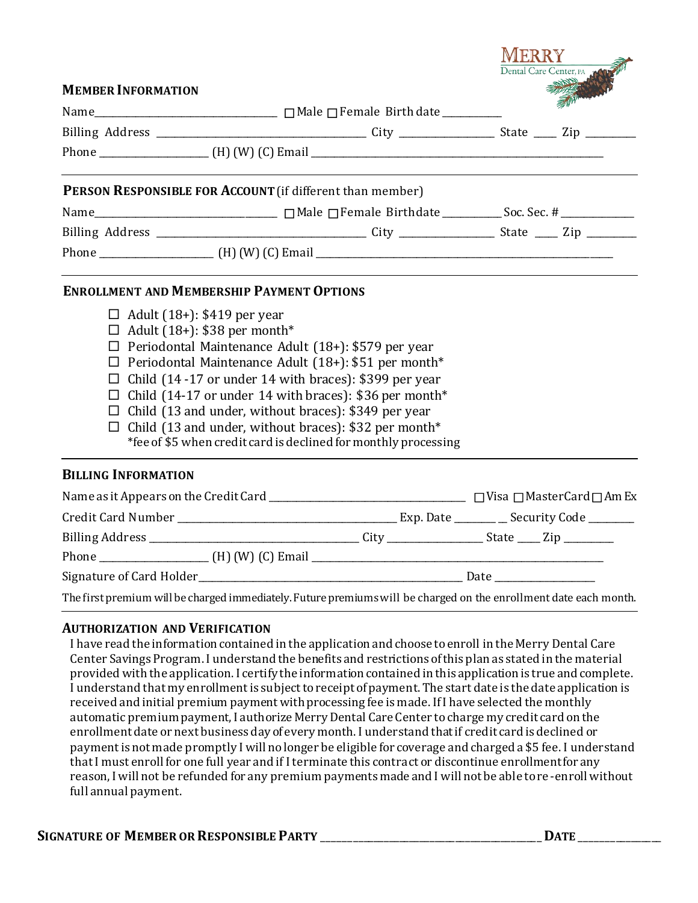MERRY
Dental Care Center, PA

## Member Information

Name_________________________________ ☐ Male ☐ Female Birth date __________

Billing Address ____________________________________ City ________________ State ____ Zip _________

Phone ____________________ (H) (W) (C) Email _______________________________________________________

## Person Responsible for Account (if different than member)

Name_________________________________ ☐ Male ☐ Female Birthdate __________ Soc. Sec. # _____________

Billing Address ____________________________________ City ________________ State ____ Zip _________

Phone ____________________ (H) (W) (C) Email _______________________________________________________

## Enrollment and Membership Payment Options

- ☐ Adult (18+): $419 per year
- ☐ Adult (18+): $38 per month*
- ☐ Periodontal Maintenance Adult (18+): $579 per year
- ☐ Periodontal Maintenance Adult (18+): $51 per month*
- ☐ Child (14 -17 or under 14 with braces): $399 per year
- ☐ Child (14-17 or under 14 with braces): $36 per month*
- ☐ Child (13 and under, without braces): $349 per year
- ☐ Child (13 and under, without braces): $32 per month*

*fee of $5 when credit card is declined for monthly processing

## Billing Information

Name as it Appears on the Credit Card ____________________________________ ☐ Visa ☐ MasterCard ☐ Am Ex

Credit Card Number ________________________________________ Exp. Date ________ Security Code ________

Billing Address ____________________________________ City ________________ State ____ Zip _________

Phone ____________________ (H) (W) (C) Email _______________________________________________________

Signature of Card Holder_____________________________________________ Date __________________

The first premium will be charged immediately. Future premiums will be charged on the enrollment date each month.

## Authorization and Verification

I have read the information contained in the application and choose to enroll in the Merry Dental Care Center Savings Program. I understand the benefits and restrictions of this plan as stated in the material provided with the application. I certify the information contained in this application is true and complete. I understand that my enrollment is subject to receipt of payment. The start date is the date application is received and initial premium payment with processing fee is made. If I have selected the monthly automatic premium payment, I authorize Merry Dental Care Center to charge my credit card on the enrollment date or next business day of every month. I understand that if credit card is declined or payment is not made promptly I will no longer be eligible for coverage and charged a $5 fee. I understand that I must enroll for one full year and if I terminate this contract or discontinue enrollment for any reason, I will not be refunded for any premium payments made and I will not be able to re-enroll without full annual payment.

**Signature of Member or Responsible Party** ________________________________________ **Date** ______________